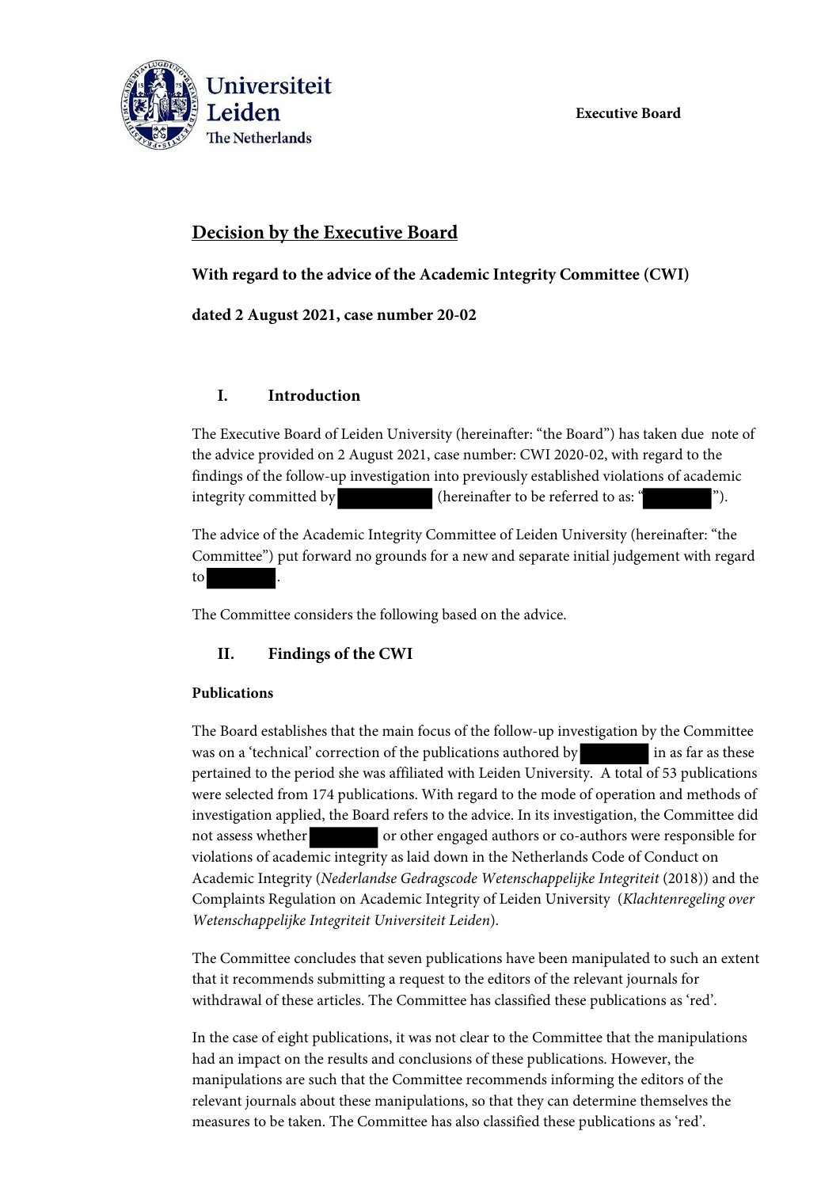Executive Board

# Decision by the Executive Board

**With regard to the advice of the Academic Integrity Committee (CWI)**

**dated 2 August 2021, case number 20-02**

## I. Introduction

The Executive Board of Leiden University (hereinafter: "the Board") has taken due note of the advice provided on 2 August 2021, case number: CWI 2020-02, with regard to the findings of the follow-up investigation into previously established violations of academic integrity committed by [REDACTED] (hereinafter to be referred to as: "[REDACTED]").

The advice of the Academic Integrity Committee of Leiden University (hereinafter: "the Committee") put forward no grounds for a new and separate initial judgement with regard to [REDACTED].

The Committee considers the following based on the advice.

## II. Findings of the CWI

**Publications**

The Board establishes that the main focus of the follow-up investigation by the Committee was on a 'technical' correction of the publications authored by [REDACTED] in as far as these pertained to the period she was affiliated with Leiden University. A total of 53 publications were selected from 174 publications. With regard to the mode of operation and methods of investigation applied, the Board refers to the advice. In its investigation, the Committee did not assess whether [REDACTED] or other engaged authors or co-authors were responsible for violations of academic integrity as laid down in the Netherlands Code of Conduct on Academic Integrity (*Nederlandse Gedragscode Wetenschappelijke Integriteit* (2018)) and the Complaints Regulation on Academic Integrity of Leiden University (*Klachtenregeling over Wetenschappelijke Integriteit Universiteit Leiden*).

The Committee concludes that seven publications have been manipulated to such an extent that it recommends submitting a request to the editors of the relevant journals for withdrawal of these articles. The Committee has classified these publications as 'red'.

In the case of eight publications, it was not clear to the Committee that the manipulations had an impact on the results and conclusions of these publications. However, the manipulations are such that the Committee recommends informing the editors of the relevant journals about these manipulations, so that they can determine themselves the measures to be taken. The Committee has also classified these publications as 'red'.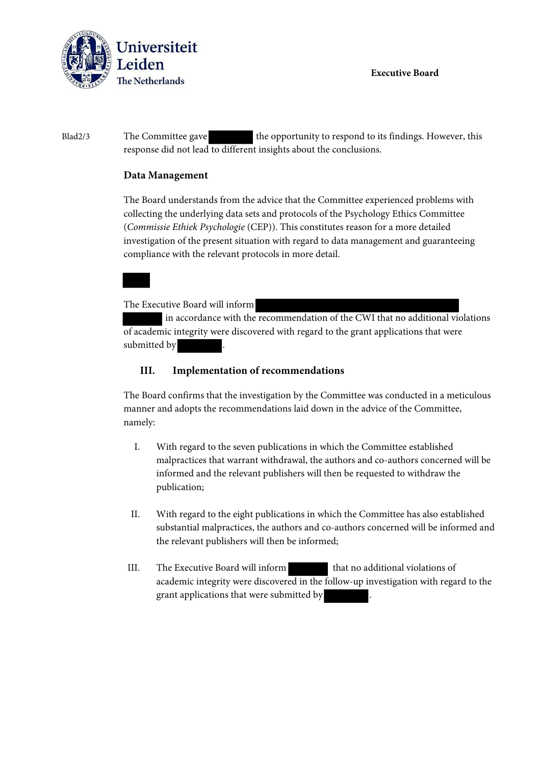The Committee gave ██████ the opportunity to respond to its findings. However, this response did not lead to different insights about the conclusions.

### Data Management

The Board understands from the advice that the Committee experienced problems with collecting the underlying data sets and protocols of the Psychology Ethics Committee (*Commissie Ethiek Psychologie* (CEP)). This constitutes reason for a more detailed investigation of the present situation with regard to data management and guaranteeing compliance with the relevant protocols in more detail.

███

The Executive Board will inform ██████████████████████████ ██████ in accordance with the recommendation of the CWI that no additional violations of academic integrity were discovered with regard to the grant applications that were submitted by ██████.

### III. Implementation of recommendations

The Board confirms that the investigation by the Committee was conducted in a meticulous manner and adopts the recommendations laid down in the advice of the Committee, namely:

I. With regard to the seven publications in which the Committee established malpractices that warrant withdrawal, the authors and co-authors concerned will be informed and the relevant publishers will then be requested to withdraw the publication;

II. With regard to the eight publications in which the Committee has also established substantial malpractices, the authors and co-authors concerned will be informed and the relevant publishers will then be informed;

III. The Executive Board will inform ██████ that no additional violations of academic integrity were discovered in the follow-up investigation with regard to the grant applications that were submitted by ██████.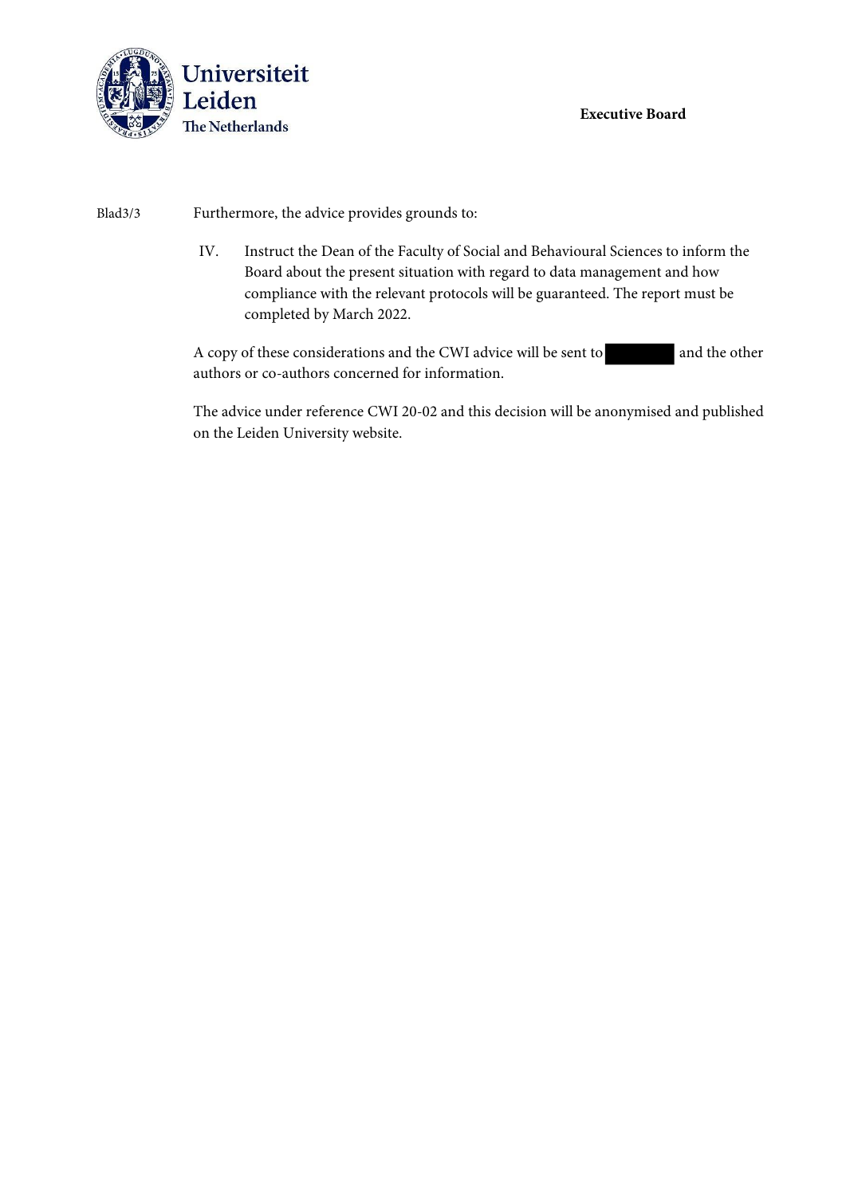Furthermore, the advice provides grounds to:

IV. Instruct the Dean of the Faculty of Social and Behavioural Sciences to inform the Board about the present situation with regard to data management and how compliance with the relevant protocols will be guaranteed. The report must be completed by March 2022.

A copy of these considerations and the CWI advice will be sent to ████████ and the other authors or co-authors concerned for information.

The advice under reference CWI 20-02 and this decision will be anonymised and published on the Leiden University website.